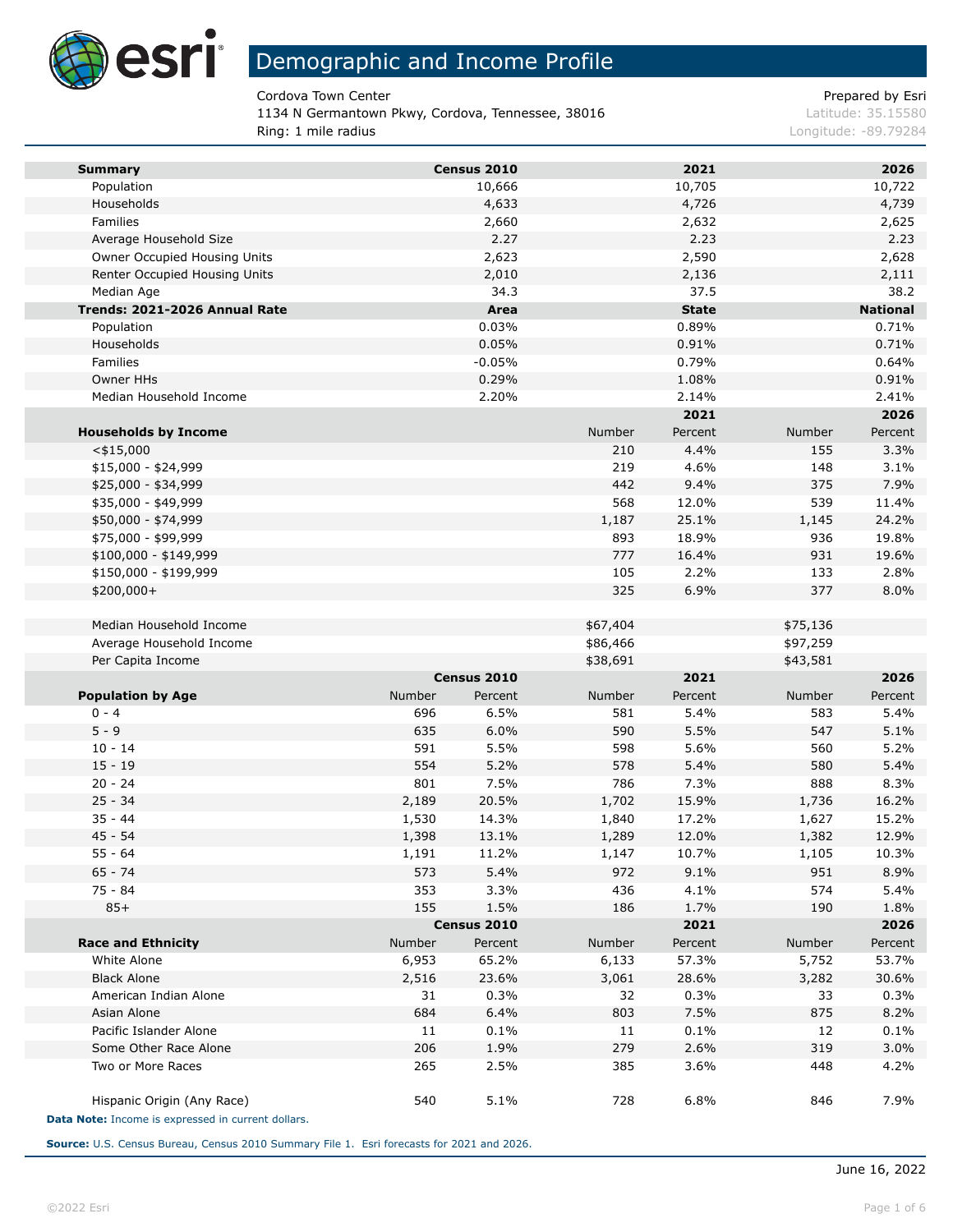# Demographic and Income Profile

Cordova Town Center
1134 N Germantown Pkwy, Cordova, Tennessee, 38016
Ring: 1 mile radius

Prepared by Esri
Latitude: 35.15580
Longitude: -89.79284

| Summary | Census 2010 | 2021 | 2026 |
|---|---|---|---|
| Population | 10,666 | 10,705 | 10,722 |
| Households | 4,633 | 4,726 | 4,739 |
| Families | 2,660 | 2,632 | 2,625 |
| Average Household Size | 2.27 | 2.23 | 2.23 |
| Owner Occupied Housing Units | 2,623 | 2,590 | 2,628 |
| Renter Occupied Housing Units | 2,010 | 2,136 | 2,111 |
| Median Age | 34.3 | 37.5 | 38.2 |

| Trends: 2021-2026 Annual Rate | Area | State | National |
|---|---|---|---|
| Population | 0.03% | 0.89% | 0.71% |
| Households | 0.05% | 0.91% | 0.71% |
| Families | -0.05% | 0.79% | 0.64% |
| Owner HHs | 0.29% | 1.08% | 0.91% |
| Median Household Income | 2.20% | 2.14% | 2.41% |

| | 2021 | | 2026 | |
|---|---|---|---|---|
| **Households by Income** | Number | Percent | Number | Percent |
| <$15,000 | 210 | 4.4% | 155 | 3.3% |
| $15,000 - $24,999 | 219 | 4.6% | 148 | 3.1% |
| $25,000 - $34,999 | 442 | 9.4% | 375 | 7.9% |
| $35,000 - $49,999 | 568 | 12.0% | 539 | 11.4% |
| $50,000 - $74,999 | 1,187 | 25.1% | 1,145 | 24.2% |
| $75,000 - $99,999 | 893 | 18.9% | 936 | 19.8% |
| $100,000 - $149,999 | 777 | 16.4% | 931 | 19.6% |
| $150,000 - $199,999 | 105 | 2.2% | 133 | 2.8% |
| $200,000+ | 325 | 6.9% | 377 | 8.0% |
| | | | | |
| Median Household Income | $67,404 | | $75,136 | |
| Average Household Income | $86,466 | | $97,259 | |
| Per Capita Income | $38,691 | | $43,581 | |

| | Census 2010 | | 2021 | | 2026 | |
|---|---|---|---|---|---|---|
| **Population by Age** | Number | Percent | Number | Percent | Number | Percent |
| 0 - 4 | 696 | 6.5% | 581 | 5.4% | 583 | 5.4% |
| 5 - 9 | 635 | 6.0% | 590 | 5.5% | 547 | 5.1% |
| 10 - 14 | 591 | 5.5% | 598 | 5.6% | 560 | 5.2% |
| 15 - 19 | 554 | 5.2% | 578 | 5.4% | 580 | 5.4% |
| 20 - 24 | 801 | 7.5% | 786 | 7.3% | 888 | 8.3% |
| 25 - 34 | 2,189 | 20.5% | 1,702 | 15.9% | 1,736 | 16.2% |
| 35 - 44 | 1,530 | 14.3% | 1,840 | 17.2% | 1,627 | 15.2% |
| 45 - 54 | 1,398 | 13.1% | 1,289 | 12.0% | 1,382 | 12.9% |
| 55 - 64 | 1,191 | 11.2% | 1,147 | 10.7% | 1,105 | 10.3% |
| 65 - 74 | 573 | 5.4% | 972 | 9.1% | 951 | 8.9% |
| 75 - 84 | 353 | 3.3% | 436 | 4.1% | 574 | 5.4% |
| 85+ | 155 | 1.5% | 186 | 1.7% | 190 | 1.8% |

| | Census 2010 | | 2021 | | 2026 | |
|---|---|---|---|---|---|---|
| **Race and Ethnicity** | Number | Percent | Number | Percent | Number | Percent |
| White Alone | 6,953 | 65.2% | 6,133 | 57.3% | 5,752 | 53.7% |
| Black Alone | 2,516 | 23.6% | 3,061 | 28.6% | 3,282 | 30.6% |
| American Indian Alone | 31 | 0.3% | 32 | 0.3% | 33 | 0.3% |
| Asian Alone | 684 | 6.4% | 803 | 7.5% | 875 | 8.2% |
| Pacific Islander Alone | 11 | 0.1% | 11 | 0.1% | 12 | 0.1% |
| Some Other Race Alone | 206 | 1.9% | 279 | 2.6% | 319 | 3.0% |
| Two or More Races | 265 | 2.5% | 385 | 3.6% | 448 | 4.2% |
| | | | | | | |
| Hispanic Origin (Any Race) | 540 | 5.1% | 728 | 6.8% | 846 | 7.9% |

**Data Note:** Income is expressed in current dollars.

**Source:** U.S. Census Bureau, Census 2010 Summary File 1. Esri forecasts for 2021 and 2026.

June 16, 2022

©2022 Esri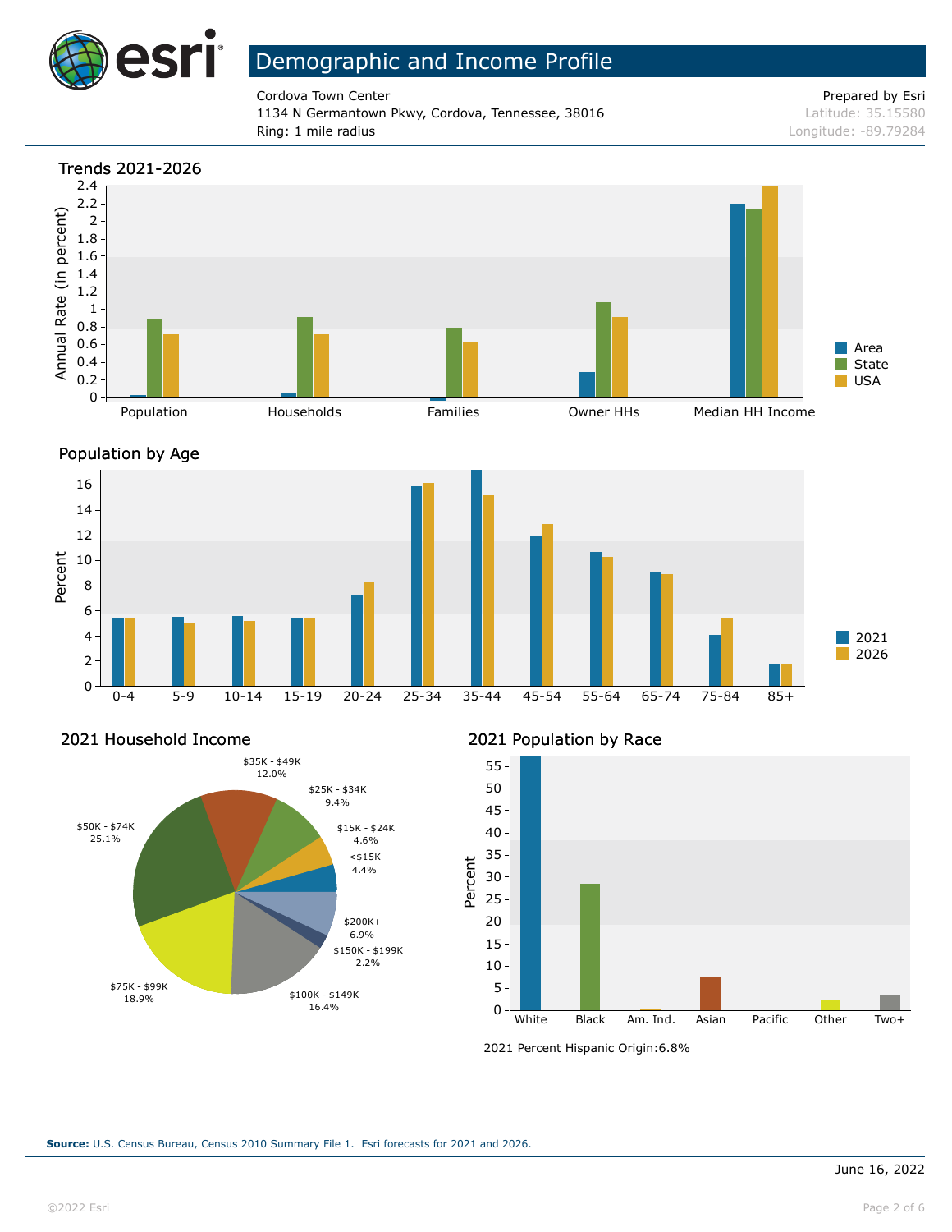# Demographic and Income Profile

Cordova Town Center
1134 N Germantown Pkwy, Cordova, Tennessee, 38016
Ring: 1 mile radius

Prepared by Esri
Latitude: 35.15580
Longitude: -89.79284

## Trends 2021-2026

Annual Rate (in percent)

Population | Households | Families | Owner HHs | Median HH Income

Area | State | USA

## Population by Age

Percent

0-4 | 5-9 | 10-14 | 15-19 | 20-24 | 25-34 | 35-44 | 45-54 | 55-64 | 65-74 | 75-84 | 85+

2021 | 2026

## 2021 Household Income

| Income | Percent |
|---|---|
| <$15K | 4.4% |
| $15K - $24K | 4.6% |
| $25K - $34K | 9.4% |
| $35K - $49K | 12.0% |
| $50K - $74K | 25.1% |
| $75K - $99K | 18.9% |
| $100K - $149K | 16.4% |
| $150K - $199K | 2.2% |
| $200K+ | 6.9% |

## 2021 Population by Race

Percent

White | Black | Am. Ind. | Asian | Pacific | Other | Two+

2021 Percent Hispanic Origin:6.8%

**Source:** U.S. Census Bureau, Census 2010 Summary File 1. Esri forecasts for 2021 and 2026.

June 16, 2022

©2022 Esri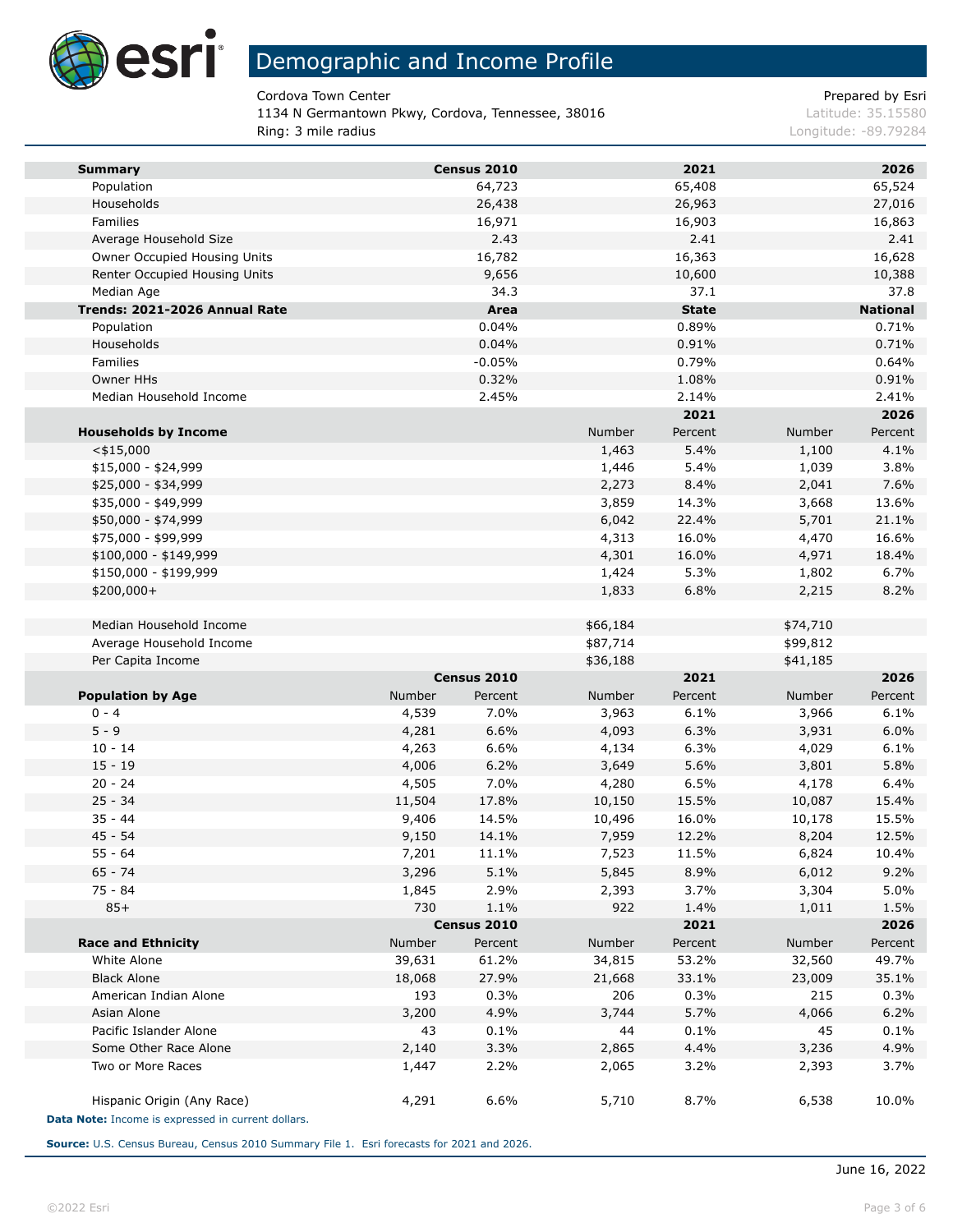# Demographic and Income Profile

Cordova Town Center
1134 N Germantown Pkwy, Cordova, Tennessee, 38016
Ring: 3 mile radius

Prepared by Esri
Latitude: 35.15580
Longitude: -89.79284

| Summary | Census 2010 | 2021 | 2026 |
|---|---|---|---|
| Population | 64,723 | 65,408 | 65,524 |
| Households | 26,438 | 26,963 | 27,016 |
| Families | 16,971 | 16,903 | 16,863 |
| Average Household Size | 2.43 | 2.41 | 2.41 |
| Owner Occupied Housing Units | 16,782 | 16,363 | 16,628 |
| Renter Occupied Housing Units | 9,656 | 10,600 | 10,388 |
| Median Age | 34.3 | 37.1 | 37.8 |

| Trends: 2021-2026 Annual Rate | Area | State | National |
|---|---|---|---|
| Population | 0.04% | 0.89% | 0.71% |
| Households | 0.04% | 0.91% | 0.71% |
| Families | -0.05% | 0.79% | 0.64% |
| Owner HHs | 0.32% | 1.08% | 0.91% |
| Median Household Income | 2.45% | 2.14% | 2.41% |

| | 2021 | | 2026 | |
|---|---|---|---|---|
| Households by Income | Number | Percent | Number | Percent |
| <$15,000 | 1,463 | 5.4% | 1,100 | 4.1% |
| $15,000 - $24,999 | 1,446 | 5.4% | 1,039 | 3.8% |
| $25,000 - $34,999 | 2,273 | 8.4% | 2,041 | 7.6% |
| $35,000 - $49,999 | 3,859 | 14.3% | 3,668 | 13.6% |
| $50,000 - $74,999 | 6,042 | 22.4% | 5,701 | 21.1% |
| $75,000 - $99,999 | 4,313 | 16.0% | 4,470 | 16.6% |
| $100,000 - $149,999 | 4,301 | 16.0% | 4,971 | 18.4% |
| $150,000 - $199,999 | 1,424 | 5.3% | 1,802 | 6.7% |
| $200,000+ | 1,833 | 6.8% | 2,215 | 8.2% |
| | | | | |
| Median Household Income | $66,184 | | $74,710 | |
| Average Household Income | $87,714 | | $99,812 | |
| Per Capita Income | $36,188 | | $41,185 | |

| | Census 2010 | | 2021 | | 2026 | |
|---|---|---|---|---|---|---|
| Population by Age | Number | Percent | Number | Percent | Number | Percent |
| 0 - 4 | 4,539 | 7.0% | 3,963 | 6.1% | 3,966 | 6.1% |
| 5 - 9 | 4,281 | 6.6% | 4,093 | 6.3% | 3,931 | 6.0% |
| 10 - 14 | 4,263 | 6.6% | 4,134 | 6.3% | 4,029 | 6.1% |
| 15 - 19 | 4,006 | 6.2% | 3,649 | 5.6% | 3,801 | 5.8% |
| 20 - 24 | 4,505 | 7.0% | 4,280 | 6.5% | 4,178 | 6.4% |
| 25 - 34 | 11,504 | 17.8% | 10,150 | 15.5% | 10,087 | 15.4% |
| 35 - 44 | 9,406 | 14.5% | 10,496 | 16.0% | 10,178 | 15.5% |
| 45 - 54 | 9,150 | 14.1% | 7,959 | 12.2% | 8,204 | 12.5% |
| 55 - 64 | 7,201 | 11.1% | 7,523 | 11.5% | 6,824 | 10.4% |
| 65 - 74 | 3,296 | 5.1% | 5,845 | 8.9% | 6,012 | 9.2% |
| 75 - 84 | 1,845 | 2.9% | 2,393 | 3.7% | 3,304 | 5.0% |
| 85+ | 730 | 1.1% | 922 | 1.4% | 1,011 | 1.5% |

| | Census 2010 | | 2021 | | 2026 | |
|---|---|---|---|---|---|---|
| Race and Ethnicity | Number | Percent | Number | Percent | Number | Percent |
| White Alone | 39,631 | 61.2% | 34,815 | 53.2% | 32,560 | 49.7% |
| Black Alone | 18,068 | 27.9% | 21,668 | 33.1% | 23,009 | 35.1% |
| American Indian Alone | 193 | 0.3% | 206 | 0.3% | 215 | 0.3% |
| Asian Alone | 3,200 | 4.9% | 3,744 | 5.7% | 4,066 | 6.2% |
| Pacific Islander Alone | 43 | 0.1% | 44 | 0.1% | 45 | 0.1% |
| Some Other Race Alone | 2,140 | 3.3% | 2,865 | 4.4% | 3,236 | 4.9% |
| Two or More Races | 1,447 | 2.2% | 2,065 | 3.2% | 2,393 | 3.7% |
| | | | | | | |
| Hispanic Origin (Any Race) | 4,291 | 6.6% | 5,710 | 8.7% | 6,538 | 10.0% |

**Data Note:** Income is expressed in current dollars.

**Source:** U.S. Census Bureau, Census 2010 Summary File 1. Esri forecasts for 2021 and 2026.

June 16, 2022

©2022 Esri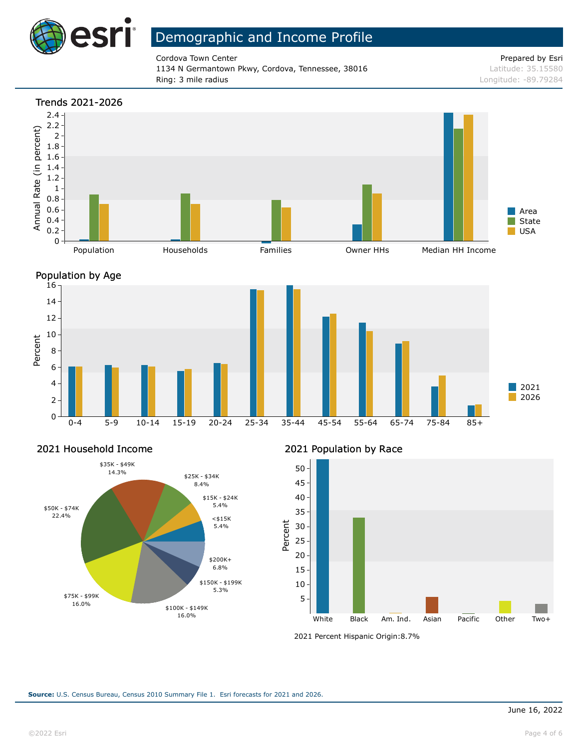# Demographic and Income Profile

Cordova Town Center
1134 N Germantown Pkwy, Cordova, Tennessee, 38016
Ring: 3 mile radius

Prepared by Esri
Latitude: 35.15580
Longitude: -89.79284

## Trends 2021-2026

Annual Rate (in percent)

Population | Households | Families | Owner HHs | Median HH Income

Area | State | USA

## Population by Age

Percent

0-4 | 5-9 | 10-14 | 15-19 | 20-24 | 25-34 | 35-44 | 45-54 | 55-64 | 65-74 | 75-84 | 85+

2021 | 2026

## 2021 Household Income

| Income | Percent |
|---|---|
| <$15K | 5.4% |
| $15K - $24K | 5.4% |
| $25K - $34K | 8.4% |
| $35K - $49K | 14.3% |
| $50K - $74K | 22.4% |
| $75K - $99K | 16.0% |
| $100K - $149K | 16.0% |
| $150K - $199K | 5.3% |
| $200K+ | 6.8% |

## 2021 Population by Race

Percent

White | Black | Am. Ind. | Asian | Pacific | Other | Two+

2021 Percent Hispanic Origin:8.7%

**Source:** U.S. Census Bureau, Census 2010 Summary File 1. Esri forecasts for 2021 and 2026.

June 16, 2022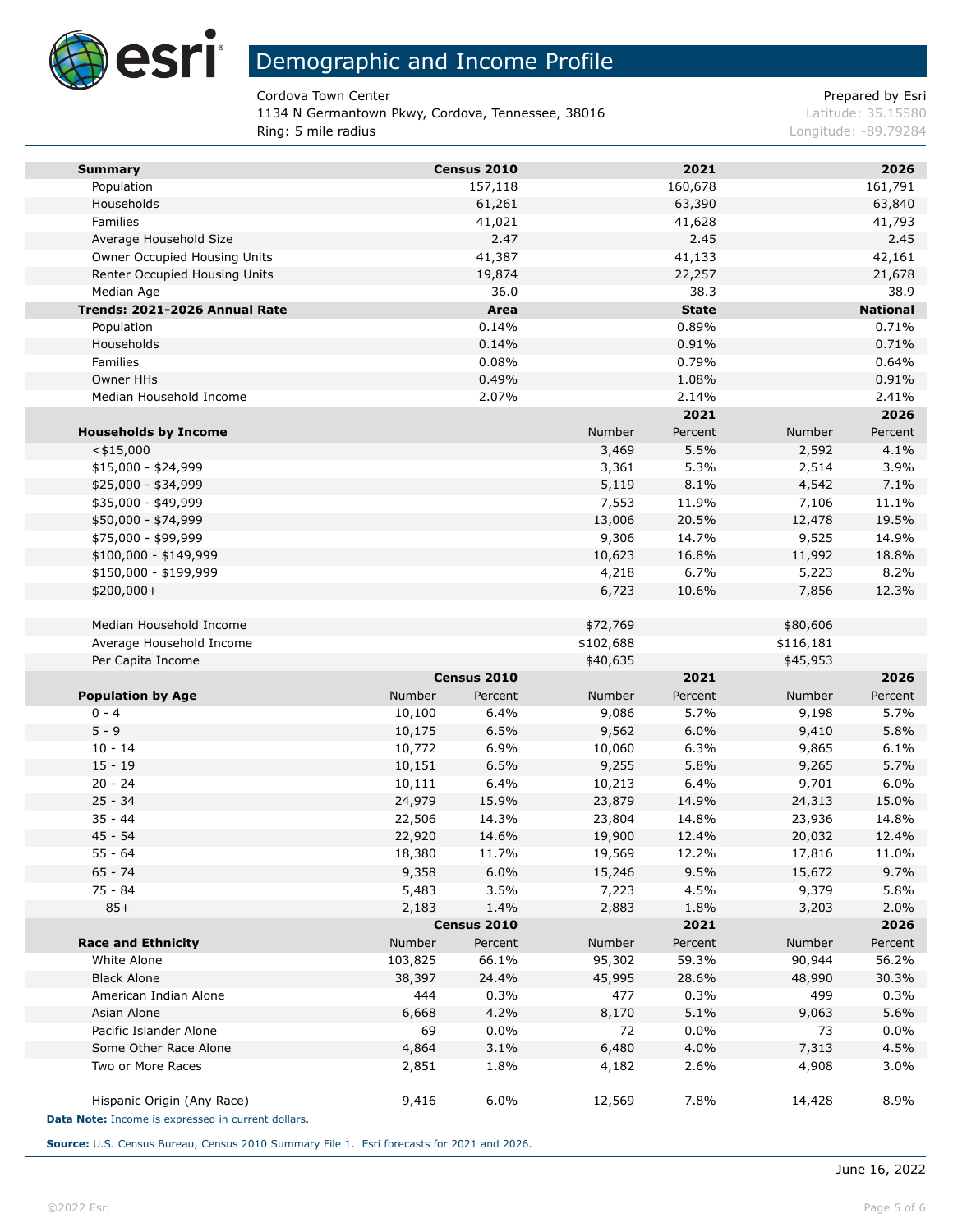# Demographic and Income Profile

Cordova Town Center
1134 N Germantown Pkwy, Cordova, Tennessee, 38016
Ring: 5 mile radius

Prepared by Esri
Latitude: 35.15580
Longitude: -89.79284

| Summary | Census 2010 | 2021 | 2026 |
|---|---|---|---|
| Population | 157,118 | 160,678 | 161,791 |
| Households | 61,261 | 63,390 | 63,840 |
| Families | 41,021 | 41,628 | 41,793 |
| Average Household Size | 2.47 | 2.45 | 2.45 |
| Owner Occupied Housing Units | 41,387 | 41,133 | 42,161 |
| Renter Occupied Housing Units | 19,874 | 22,257 | 21,678 |
| Median Age | 36.0 | 38.3 | 38.9 |

| Trends: 2021-2026 Annual Rate | Area | State | National |
|---|---|---|---|
| Population | 0.14% | 0.89% | 0.71% |
| Households | 0.14% | 0.91% | 0.71% |
| Families | 0.08% | 0.79% | 0.64% |
| Owner HHs | 0.49% | 1.08% | 0.91% |
| Median Household Income | 2.07% | 2.14% | 2.41% |

| | 2021 | | 2026 | |
|---|---|---|---|---|
| Households by Income | Number | Percent | Number | Percent |
| <$15,000 | 3,469 | 5.5% | 2,592 | 4.1% |
| $15,000 - $24,999 | 3,361 | 5.3% | 2,514 | 3.9% |
| $25,000 - $34,999 | 5,119 | 8.1% | 4,542 | 7.1% |
| $35,000 - $49,999 | 7,553 | 11.9% | 7,106 | 11.1% |
| $50,000 - $74,999 | 13,006 | 20.5% | 12,478 | 19.5% |
| $75,000 - $99,999 | 9,306 | 14.7% | 9,525 | 14.9% |
| $100,000 - $149,999 | 10,623 | 16.8% | 11,992 | 18.8% |
| $150,000 - $199,999 | 4,218 | 6.7% | 5,223 | 8.2% |
| $200,000+ | 6,723 | 10.6% | 7,856 | 12.3% |
| | | | | |
| Median Household Income | $72,769 | | $80,606 | |
| Average Household Income | $102,688 | | $116,181 | |
| Per Capita Income | $40,635 | | $45,953 | |

| | Census 2010 | | 2021 | | 2026 | |
|---|---|---|---|---|---|---|
| Population by Age | Number | Percent | Number | Percent | Number | Percent |
| 0 - 4 | 10,100 | 6.4% | 9,086 | 5.7% | 9,198 | 5.7% |
| 5 - 9 | 10,175 | 6.5% | 9,562 | 6.0% | 9,410 | 5.8% |
| 10 - 14 | 10,772 | 6.9% | 10,060 | 6.3% | 9,865 | 6.1% |
| 15 - 19 | 10,151 | 6.5% | 9,255 | 5.8% | 9,265 | 5.7% |
| 20 - 24 | 10,111 | 6.4% | 10,213 | 6.4% | 9,701 | 6.0% |
| 25 - 34 | 24,979 | 15.9% | 23,879 | 14.9% | 24,313 | 15.0% |
| 35 - 44 | 22,506 | 14.3% | 23,804 | 14.8% | 23,936 | 14.8% |
| 45 - 54 | 22,920 | 14.6% | 19,900 | 12.4% | 20,032 | 12.4% |
| 55 - 64 | 18,380 | 11.7% | 19,569 | 12.2% | 17,816 | 11.0% |
| 65 - 74 | 9,358 | 6.0% | 15,246 | 9.5% | 15,672 | 9.7% |
| 75 - 84 | 5,483 | 3.5% | 7,223 | 4.5% | 9,379 | 5.8% |
| 85+ | 2,183 | 1.4% | 2,883 | 1.8% | 3,203 | 2.0% |

| | Census 2010 | | 2021 | | 2026 | |
|---|---|---|---|---|---|---|
| Race and Ethnicity | Number | Percent | Number | Percent | Number | Percent |
| White Alone | 103,825 | 66.1% | 95,302 | 59.3% | 90,944 | 56.2% |
| Black Alone | 38,397 | 24.4% | 45,995 | 28.6% | 48,990 | 30.3% |
| American Indian Alone | 444 | 0.3% | 477 | 0.3% | 499 | 0.3% |
| Asian Alone | 6,668 | 4.2% | 8,170 | 5.1% | 9,063 | 5.6% |
| Pacific Islander Alone | 69 | 0.0% | 72 | 0.0% | 73 | 0.0% |
| Some Other Race Alone | 4,864 | 3.1% | 6,480 | 4.0% | 7,313 | 4.5% |
| Two or More Races | 2,851 | 1.8% | 4,182 | 2.6% | 4,908 | 3.0% |
| | | | | | | |
| Hispanic Origin (Any Race) | 9,416 | 6.0% | 12,569 | 7.8% | 14,428 | 8.9% |

**Data Note:** Income is expressed in current dollars.

**Source:** U.S. Census Bureau, Census 2010 Summary File 1. Esri forecasts for 2021 and 2026.

June 16, 2022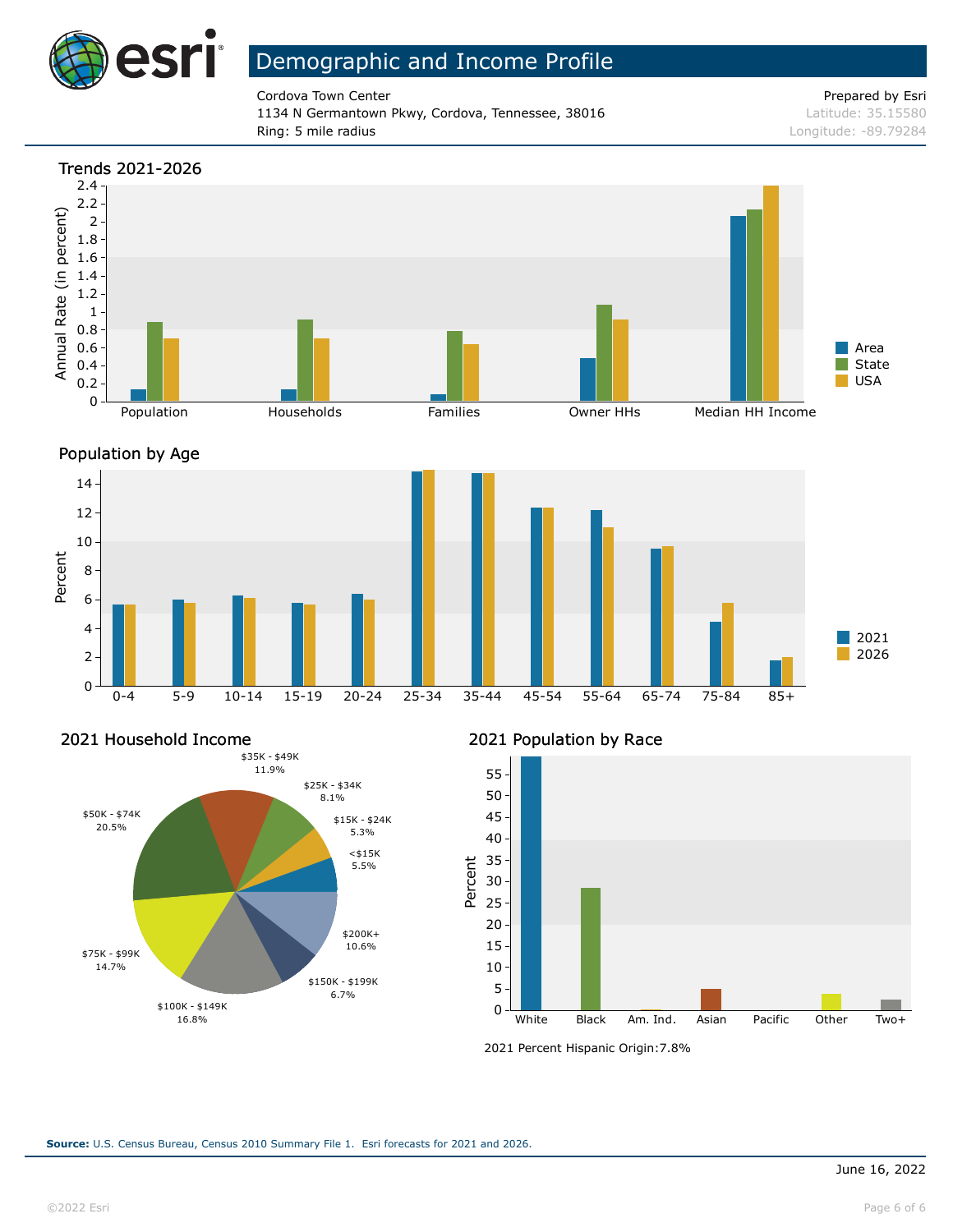# Demographic and Income Profile

Cordova Town Center
1134 N Germantown Pkwy, Cordova, Tennessee, 38016
Ring: 5 mile radius

Prepared by Esri
Latitude: 35.15580
Longitude: -89.79284

## Trends 2021-2026

Annual Rate (in percent)
2.4
2.2
2
1.8
1.6
1.4
1.2
1
0.8
0.6
0.4
0.2
0

Population
Households
Families
Owner HHs
Median HH Income

Area
State
USA

## Population by Age

Percent
14
12
10
8
6
4
2
0

0-4
5-9
10-14
15-19
20-24
25-34
35-44
45-54
55-64
65-74
75-84
85+

2021
2026

## 2021 Household Income

$35K - $49K
11.9%

$25K - $34K
8.1%

$15K - $24K
5.3%

<$15K
5.5%

$200K+
10.6%

$150K - $199K
6.7%

$100K - $149K
16.8%

$75K - $99K
14.7%

$50K - $74K
20.5%

## 2021 Population by Race

Percent
55
50
45
40
35
30
25
20
15
10
5
0

White
Black
Am. Ind.
Asian
Pacific
Other
Two+

2021 Percent Hispanic Origin:7.8%

**Source:** U.S. Census Bureau, Census 2010 Summary File 1. Esri forecasts for 2021 and 2026.

June 16, 2022

©2022 Esri